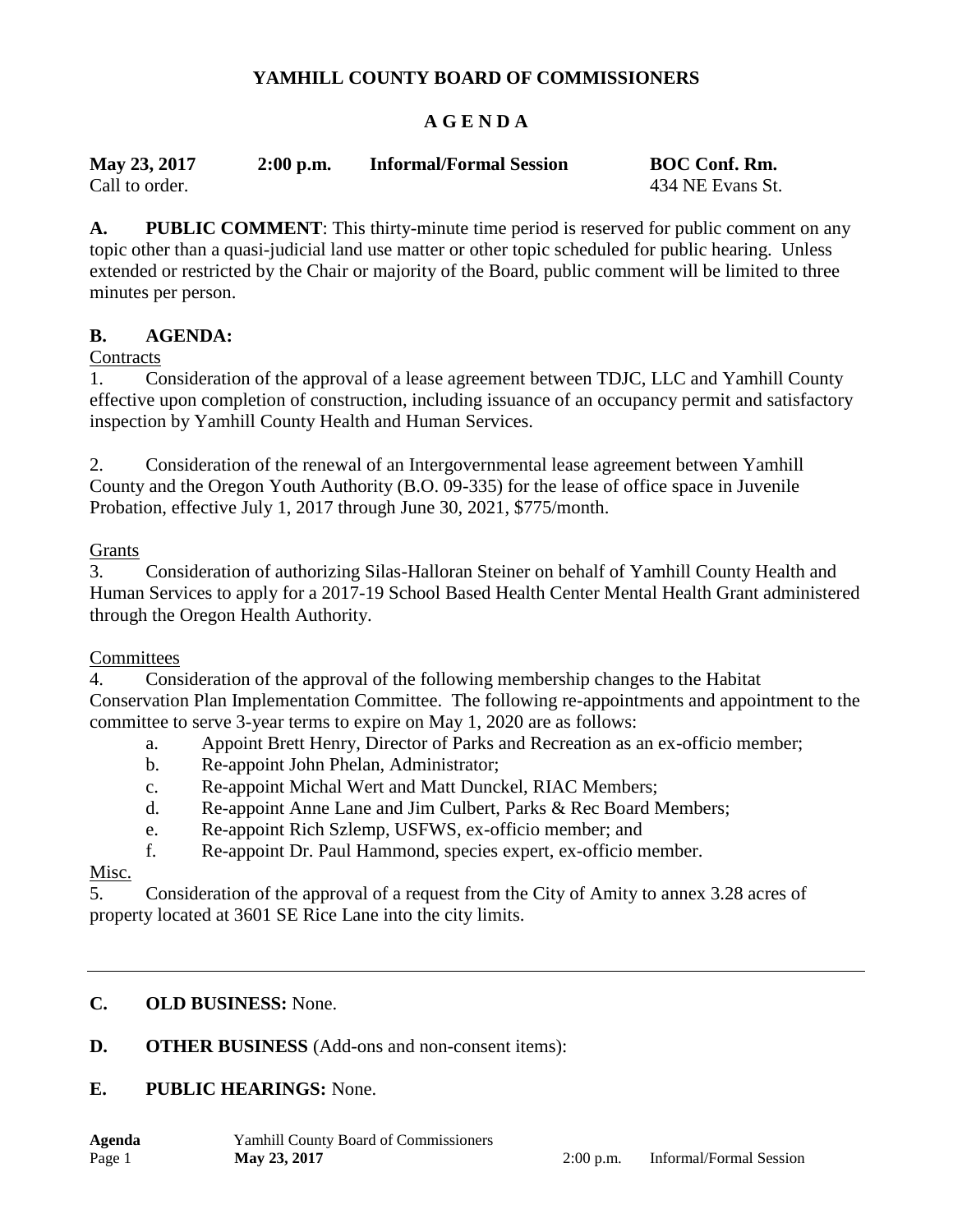# YAMHILL COUNTY BOARD OF COMMISSIONERS

## A G E N D A

**May 23, 2017** **2:00 p.m.** **Informal/Formal Session** **BOC Conf. Rm.**

Call to order. 434 NE Evans St.

**A. PUBLIC COMMENT**: This thirty-minute time period is reserved for public comment on any topic other than a quasi-judicial land use matter or other topic scheduled for public hearing. Unless extended or restricted by the Chair or majority of the Board, public comment will be limited to three minutes per person.

**B. AGENDA:**

Contracts

1. Consideration of the approval of a lease agreement between TDJC, LLC and Yamhill County effective upon completion of construction, including issuance of an occupancy permit and satisfactory inspection by Yamhill County Health and Human Services.

2. Consideration of the renewal of an Intergovernmental lease agreement between Yamhill County and the Oregon Youth Authority (B.O. 09-335) for the lease of office space in Juvenile Probation, effective July 1, 2017 through June 30, 2021, $775/month.

Grants

3. Consideration of authorizing Silas-Halloran Steiner on behalf of Yamhill County Health and Human Services to apply for a 2017-19 School Based Health Center Mental Health Grant administered through the Oregon Health Authority.

Committees

4. Consideration of the approval of the following membership changes to the Habitat Conservation Plan Implementation Committee. The following re-appointments and appointment to the committee to serve 3-year terms to expire on May 1, 2020 are as follows:
   a. Appoint Brett Henry, Director of Parks and Recreation as an ex-officio member;
   b. Re-appoint John Phelan, Administrator;
   c. Re-appoint Michal Wert and Matt Dunckel, RIAC Members;
   d. Re-appoint Anne Lane and Jim Culbert, Parks & Rec Board Members;
   e. Re-appoint Rich Szlemp, USFWS, ex-officio member; and
   f. Re-appoint Dr. Paul Hammond, species expert, ex-officio member.

Misc.

5. Consideration of the approval of a request from the City of Amity to annex 3.28 acres of property located at 3601 SE Rice Lane into the city limits.

---

**C. OLD BUSINESS:** None.

**D. OTHER BUSINESS** (Add-ons and non-consent items):

**E. PUBLIC HEARINGS:** None.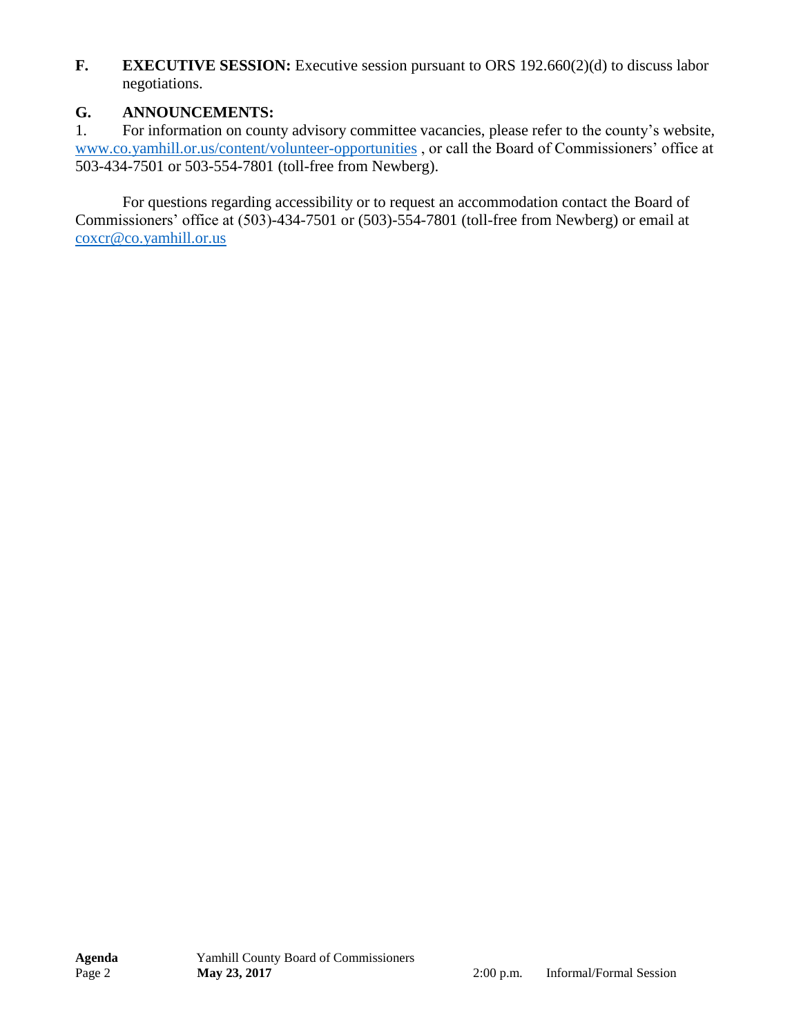**F. EXECUTIVE SESSION:** Executive session pursuant to ORS 192.660(2)(d) to discuss labor negotiations.

**G. ANNOUNCEMENTS:**

1. For information on county advisory committee vacancies, please refer to the county's website, www.co.yamhill.or.us/content/volunteer-opportunities , or call the Board of Commissioners' office at 503-434-7501 or 503-554-7801 (toll-free from Newberg).

For questions regarding accessibility or to request an accommodation contact the Board of Commissioners' office at (503)-434-7501 or (503)-554-7801 (toll-free from Newberg) or email at coxcr@co.yamhill.or.us